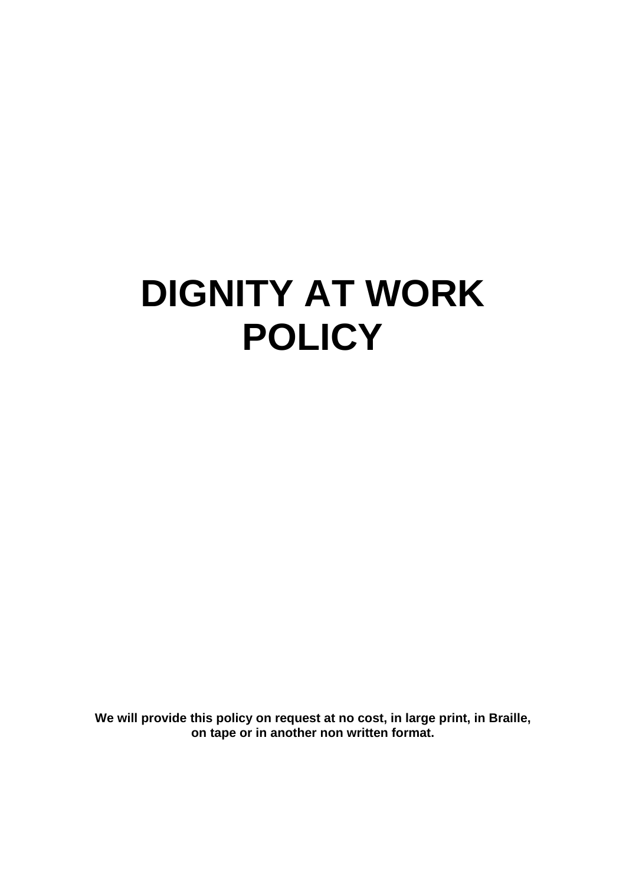# DIGNITY AT WORK POLICY

**We will provide this policy on request at no cost, in large print, in Braille, on tape or in another non written format.**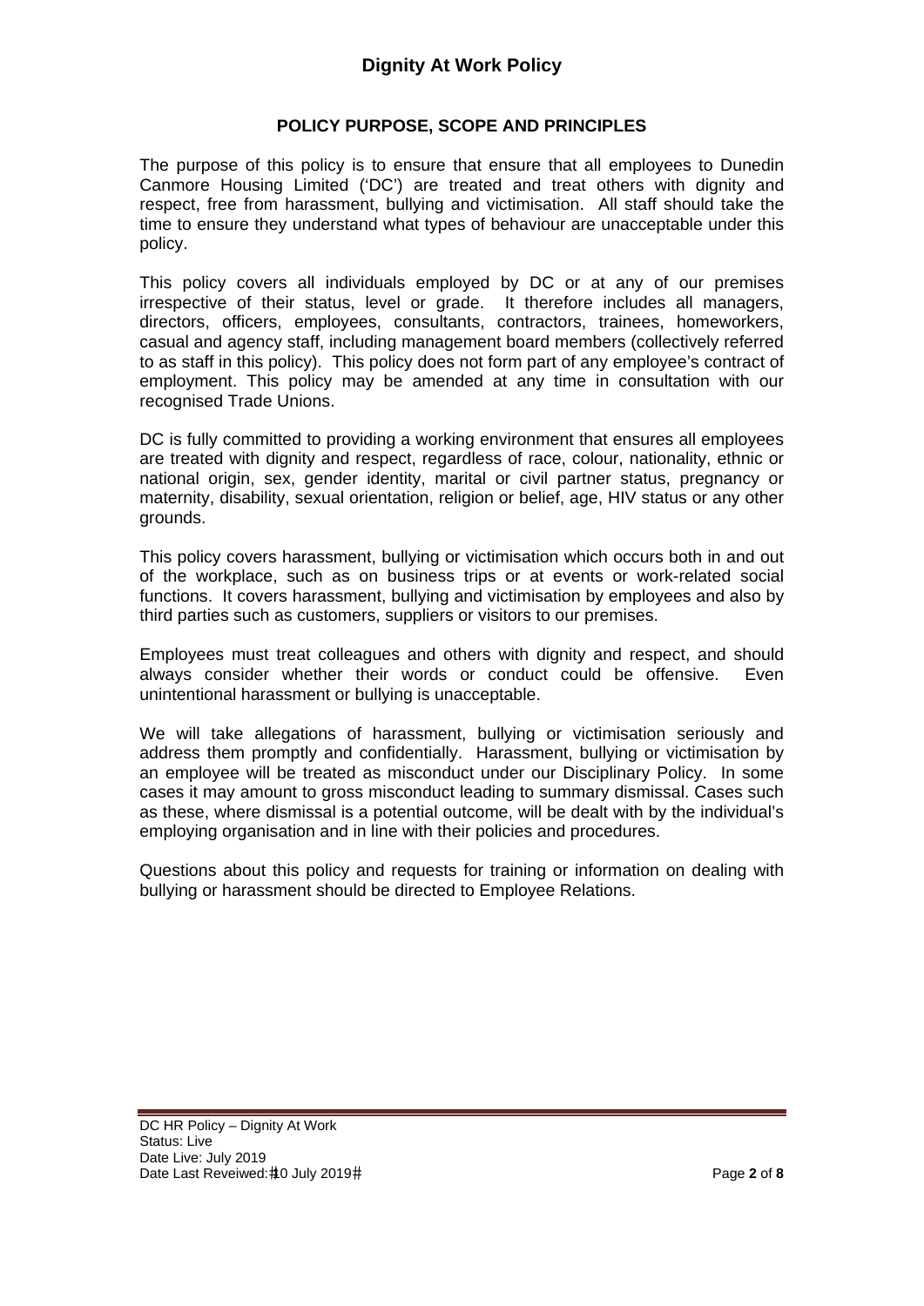# Dignity At Work Policy

## POLICY PURPOSE, SCOPE AND PRINCIPLES

The purpose of this policy is to ensure that ensure that all employees to Dunedin Canmore Housing Limited ('DC') are treated and treat others with dignity and respect, free from harassment, bullying and victimisation. All staff should take the time to ensure they understand what types of behaviour are unacceptable under this policy.

This policy covers all individuals employed by DC or at any of our premises irrespective of their status, level or grade. It therefore includes all managers, directors, officers, employees, consultants, contractors, trainees, homeworkers, casual and agency staff, including management board members (collectively referred to as staff in this policy). This policy does not form part of any employee's contract of employment. This policy may be amended at any time in consultation with our recognised Trade Unions.

DC is fully committed to providing a working environment that ensures all employees are treated with dignity and respect, regardless of race, colour, nationality, ethnic or national origin, sex, gender identity, marital or civil partner status, pregnancy or maternity, disability, sexual orientation, religion or belief, age, HIV status or any other grounds.

This policy covers harassment, bullying or victimisation which occurs both in and out of the workplace, such as on business trips or at events or work-related social functions. It covers harassment, bullying and victimisation by employees and also by third parties such as customers, suppliers or visitors to our premises.

Employees must treat colleagues and others with dignity and respect, and should always consider whether their words or conduct could be offensive. Even unintentional harassment or bullying is unacceptable.

We will take allegations of harassment, bullying or victimisation seriously and address them promptly and confidentially. Harassment, bullying or victimisation by an employee will be treated as misconduct under our Disciplinary Policy. In some cases it may amount to gross misconduct leading to summary dismissal. Cases such as these, where dismissal is a potential outcome, will be dealt with by the individual's employing organisation and in line with their policies and procedures.

Questions about this policy and requests for training or information on dealing with bullying or harassment should be directed to Employee Relations.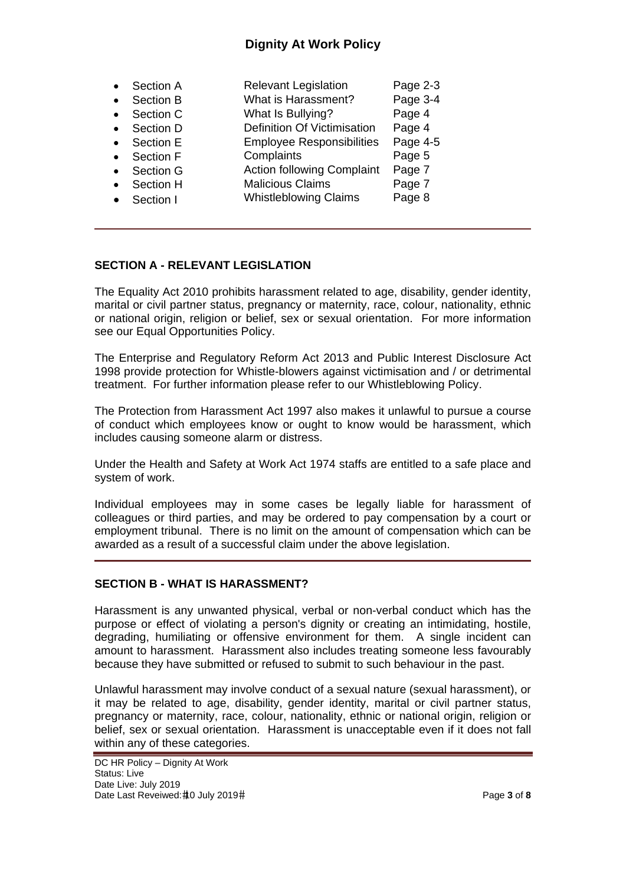# Dignity At Work Policy

| | | |
|---|---|---|
| Section A | Relevant Legislation | Page 2-3 |
| Section B | What is Harassment? | Page 3-4 |
| Section C | What Is Bullying? | Page 4 |
| Section D | Definition Of Victimisation | Page 4 |
| Section E | Employee Responsibilities | Page 4-5 |
| Section F | Complaints | Page 5 |
| Section G | Action following Complaint | Page 7 |
| Section H | Malicious Claims | Page 7 |
| Section I | Whistleblowing Claims | Page 8 |

---

## SECTION A - RELEVANT LEGISLATION

The Equality Act 2010 prohibits harassment related to age, disability, gender identity, marital or civil partner status, pregnancy or maternity, race, colour, nationality, ethnic or national origin, religion or belief, sex or sexual orientation. For more information see our Equal Opportunities Policy.

The Enterprise and Regulatory Reform Act 2013 and Public Interest Disclosure Act 1998 provide protection for Whistle-blowers against victimisation and / or detrimental treatment. For further information please refer to our Whistleblowing Policy.

The Protection from Harassment Act 1997 also makes it unlawful to pursue a course of conduct which employees know or ought to know would be harassment, which includes causing someone alarm or distress.

Under the Health and Safety at Work Act 1974 staffs are entitled to a safe place and system of work.

Individual employees may in some cases be legally liable for harassment of colleagues or third parties, and may be ordered to pay compensation by a court or employment tribunal. There is no limit on the amount of compensation which can be awarded as a result of a successful claim under the above legislation.

---

## SECTION B - WHAT IS HARASSMENT?

Harassment is any unwanted physical, verbal or non-verbal conduct which has the purpose or effect of violating a person's dignity or creating an intimidating, hostile, degrading, humiliating or offensive environment for them. A single incident can amount to harassment. Harassment also includes treating someone less favourably because they have submitted or refused to submit to such behaviour in the past.

Unlawful harassment may involve conduct of a sexual nature (sexual harassment), or it may be related to age, disability, gender identity, marital or civil partner status, pregnancy or maternity, race, colour, nationality, ethnic or national origin, religion or belief, sex or sexual orientation. Harassment is unacceptable even if it does not fall within any of these categories.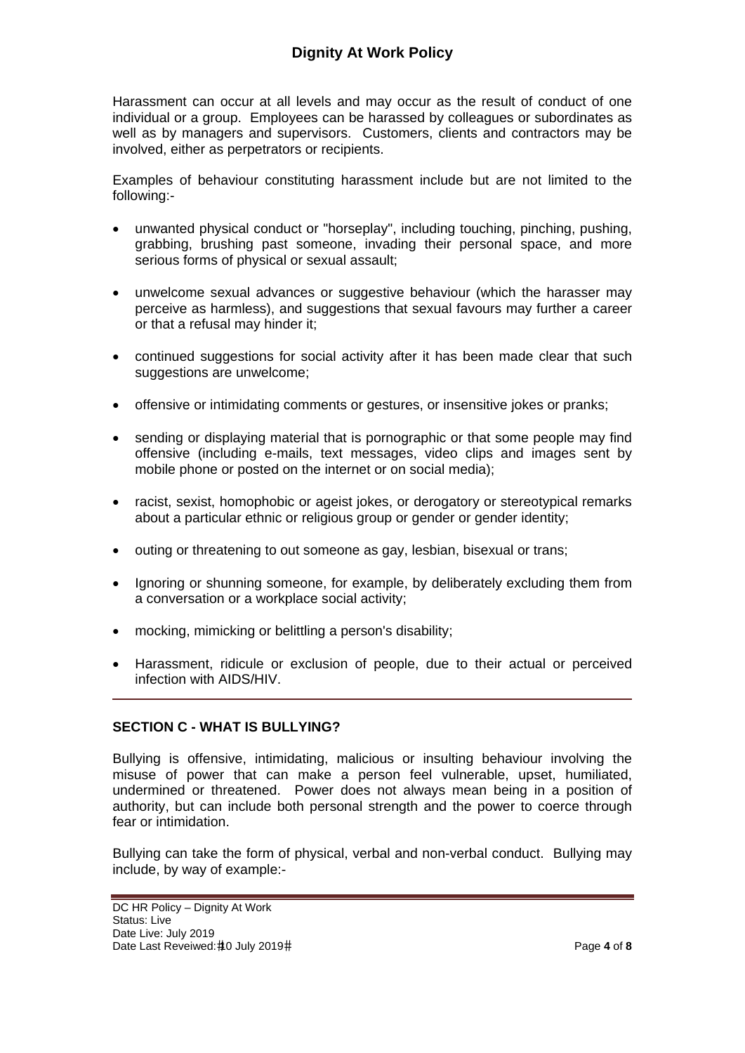Harassment can occur at all levels and may occur as the result of conduct of one individual or a group. Employees can be harassed by colleagues or subordinates as well as by managers and supervisors. Customers, clients and contractors may be involved, either as perpetrators or recipients.

Examples of behaviour constituting harassment include but are not limited to the following:-

- unwanted physical conduct or "horseplay", including touching, pinching, pushing, grabbing, brushing past someone, invading their personal space, and more serious forms of physical or sexual assault;
- unwelcome sexual advances or suggestive behaviour (which the harasser may perceive as harmless), and suggestions that sexual favours may further a career or that a refusal may hinder it;
- continued suggestions for social activity after it has been made clear that such suggestions are unwelcome;
- offensive or intimidating comments or gestures, or insensitive jokes or pranks;
- sending or displaying material that is pornographic or that some people may find offensive (including e-mails, text messages, video clips and images sent by mobile phone or posted on the internet or on social media);
- racist, sexist, homophobic or ageist jokes, or derogatory or stereotypical remarks about a particular ethnic or religious group or gender or gender identity;
- outing or threatening to out someone as gay, lesbian, bisexual or trans;
- Ignoring or shunning someone, for example, by deliberately excluding them from a conversation or a workplace social activity;
- mocking, mimicking or belittling a person's disability;
- Harassment, ridicule or exclusion of people, due to their actual or perceived infection with AIDS/HIV.

---

## SECTION C - WHAT IS BULLYING?

Bullying is offensive, intimidating, malicious or insulting behaviour involving the misuse of power that can make a person feel vulnerable, upset, humiliated, undermined or threatened. Power does not always mean being in a position of authority, but can include both personal strength and the power to coerce through fear or intimidation.

Bullying can take the form of physical, verbal and non-verbal conduct. Bullying may include, by way of example:-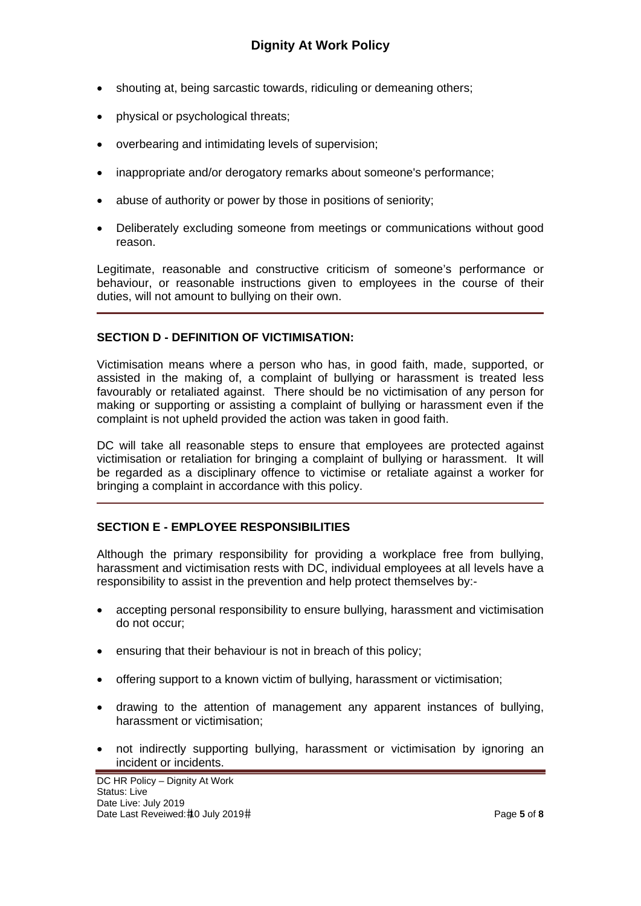- shouting at, being sarcastic towards, ridiculing or demeaning others;
- physical or psychological threats;
- overbearing and intimidating levels of supervision;
- inappropriate and/or derogatory remarks about someone's performance;
- abuse of authority or power by those in positions of seniority;
- Deliberately excluding someone from meetings or communications without good reason.

Legitimate, reasonable and constructive criticism of someone's performance or behaviour, or reasonable instructions given to employees in the course of their duties, will not amount to bullying on their own.

---

### SECTION D - DEFINITION OF VICTIMISATION:

Victimisation means where a person who has, in good faith, made, supported, or assisted in the making of, a complaint of bullying or harassment is treated less favourably or retaliated against. There should be no victimisation of any person for making or supporting or assisting a complaint of bullying or harassment even if the complaint is not upheld provided the action was taken in good faith.

DC will take all reasonable steps to ensure that employees are protected against victimisation or retaliation for bringing a complaint of bullying or harassment. It will be regarded as a disciplinary offence to victimise or retaliate against a worker for bringing a complaint in accordance with this policy.

---

### SECTION E - EMPLOYEE RESPONSIBILITIES

Although the primary responsibility for providing a workplace free from bullying, harassment and victimisation rests with DC, individual employees at all levels have a responsibility to assist in the prevention and help protect themselves by:-

- accepting personal responsibility to ensure bullying, harassment and victimisation do not occur;
- ensuring that their behaviour is not in breach of this policy;
- offering support to a known victim of bullying, harassment or victimisation;
- drawing to the attention of management any apparent instances of bullying, harassment or victimisation;
- not indirectly supporting bullying, harassment or victimisation by ignoring an incident or incidents.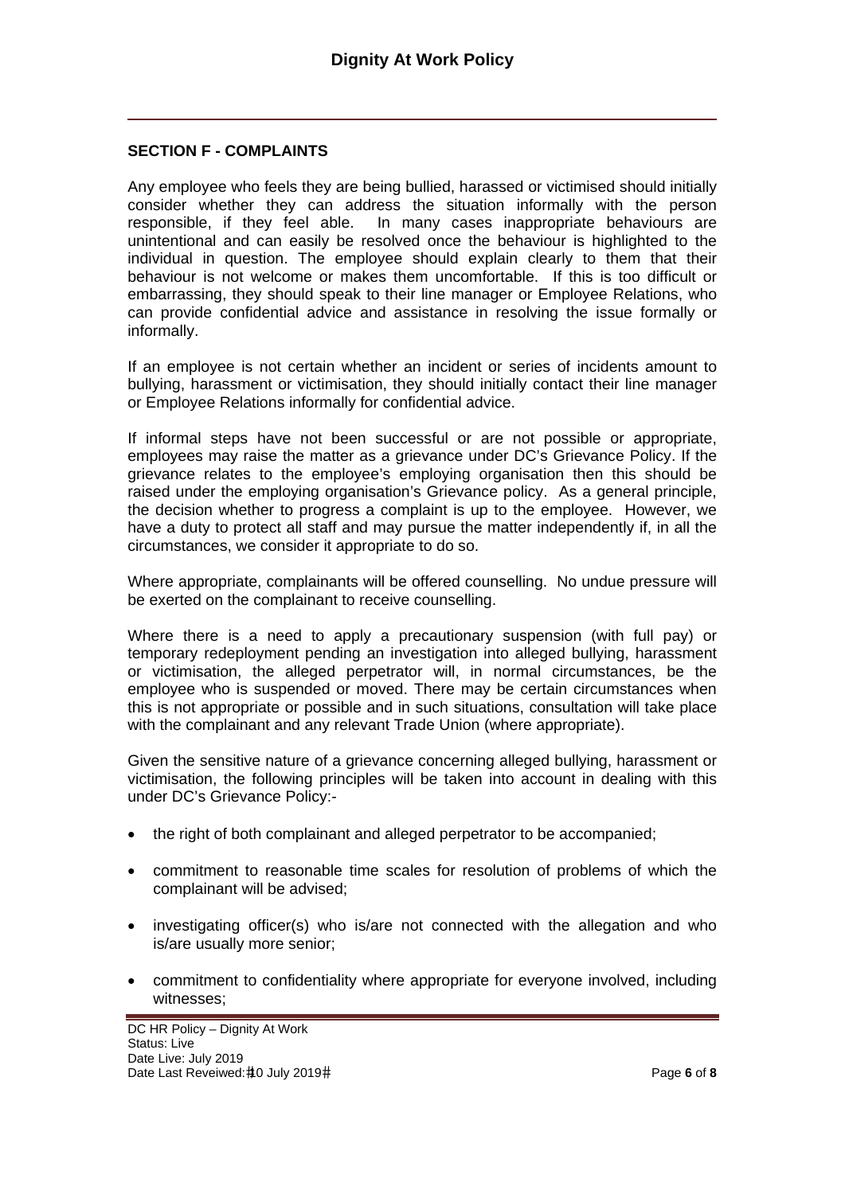## SECTION F - COMPLAINTS

Any employee who feels they are being bullied, harassed or victimised should initially consider whether they can address the situation informally with the person responsible, if they feel able. In many cases inappropriate behaviours are unintentional and can easily be resolved once the behaviour is highlighted to the individual in question. The employee should explain clearly to them that their behaviour is not welcome or makes them uncomfortable. If this is too difficult or embarrassing, they should speak to their line manager or Employee Relations, who can provide confidential advice and assistance in resolving the issue formally or informally.

If an employee is not certain whether an incident or series of incidents amount to bullying, harassment or victimisation, they should initially contact their line manager or Employee Relations informally for confidential advice.

If informal steps have not been successful or are not possible or appropriate, employees may raise the matter as a grievance under DC's Grievance Policy. If the grievance relates to the employee's employing organisation then this should be raised under the employing organisation's Grievance policy. As a general principle, the decision whether to progress a complaint is up to the employee. However, we have a duty to protect all staff and may pursue the matter independently if, in all the circumstances, we consider it appropriate to do so.

Where appropriate, complainants will be offered counselling. No undue pressure will be exerted on the complainant to receive counselling.

Where there is a need to apply a precautionary suspension (with full pay) or temporary redeployment pending an investigation into alleged bullying, harassment or victimisation, the alleged perpetrator will, in normal circumstances, be the employee who is suspended or moved. There may be certain circumstances when this is not appropriate or possible and in such situations, consultation will take place with the complainant and any relevant Trade Union (where appropriate).

Given the sensitive nature of a grievance concerning alleged bullying, harassment or victimisation, the following principles will be taken into account in dealing with this under DC's Grievance Policy:-

- the right of both complainant and alleged perpetrator to be accompanied;
- commitment to reasonable time scales for resolution of problems of which the complainant will be advised;
- investigating officer(s) who is/are not connected with the allegation and who is/are usually more senior;
- commitment to confidentiality where appropriate for everyone involved, including witnesses;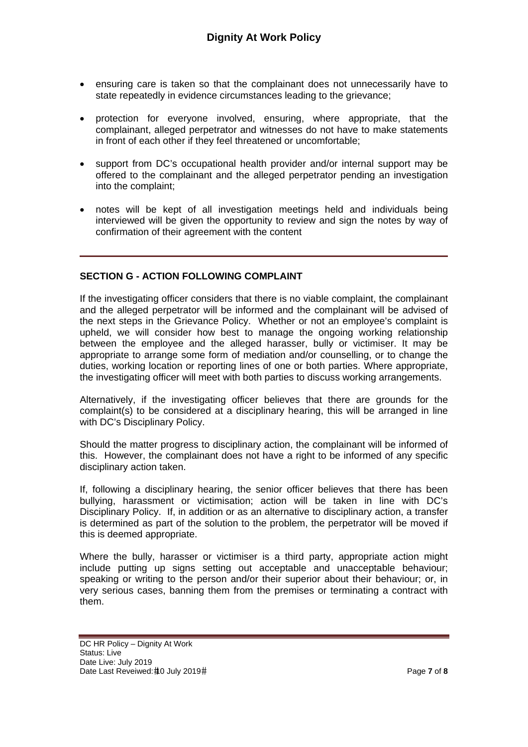- ensuring care is taken so that the complainant does not unnecessarily have to state repeatedly in evidence circumstances leading to the grievance;
- protection for everyone involved, ensuring, where appropriate, that the complainant, alleged perpetrator and witnesses do not have to make statements in front of each other if they feel threatened or uncomfortable;
- support from DC's occupational health provider and/or internal support may be offered to the complainant and the alleged perpetrator pending an investigation into the complaint;
- notes will be kept of all investigation meetings held and individuals being interviewed will be given the opportunity to review and sign the notes by way of confirmation of their agreement with the content

## SECTION G - ACTION FOLLOWING COMPLAINT

If the investigating officer considers that there is no viable complaint, the complainant and the alleged perpetrator will be informed and the complainant will be advised of the next steps in the Grievance Policy. Whether or not an employee's complaint is upheld, we will consider how best to manage the ongoing working relationship between the employee and the alleged harasser, bully or victimiser. It may be appropriate to arrange some form of mediation and/or counselling, or to change the duties, working location or reporting lines of one or both parties. Where appropriate, the investigating officer will meet with both parties to discuss working arrangements.

Alternatively, if the investigating officer believes that there are grounds for the complaint(s) to be considered at a disciplinary hearing, this will be arranged in line with DC's Disciplinary Policy.

Should the matter progress to disciplinary action, the complainant will be informed of this. However, the complainant does not have a right to be informed of any specific disciplinary action taken.

If, following a disciplinary hearing, the senior officer believes that there has been bullying, harassment or victimisation; action will be taken in line with DC's Disciplinary Policy. If, in addition or as an alternative to disciplinary action, a transfer is determined as part of the solution to the problem, the perpetrator will be moved if this is deemed appropriate.

Where the bully, harasser or victimiser is a third party, appropriate action might include putting up signs setting out acceptable and unacceptable behaviour; speaking or writing to the person and/or their superior about their behaviour; or, in very serious cases, banning them from the premises or terminating a contract with them.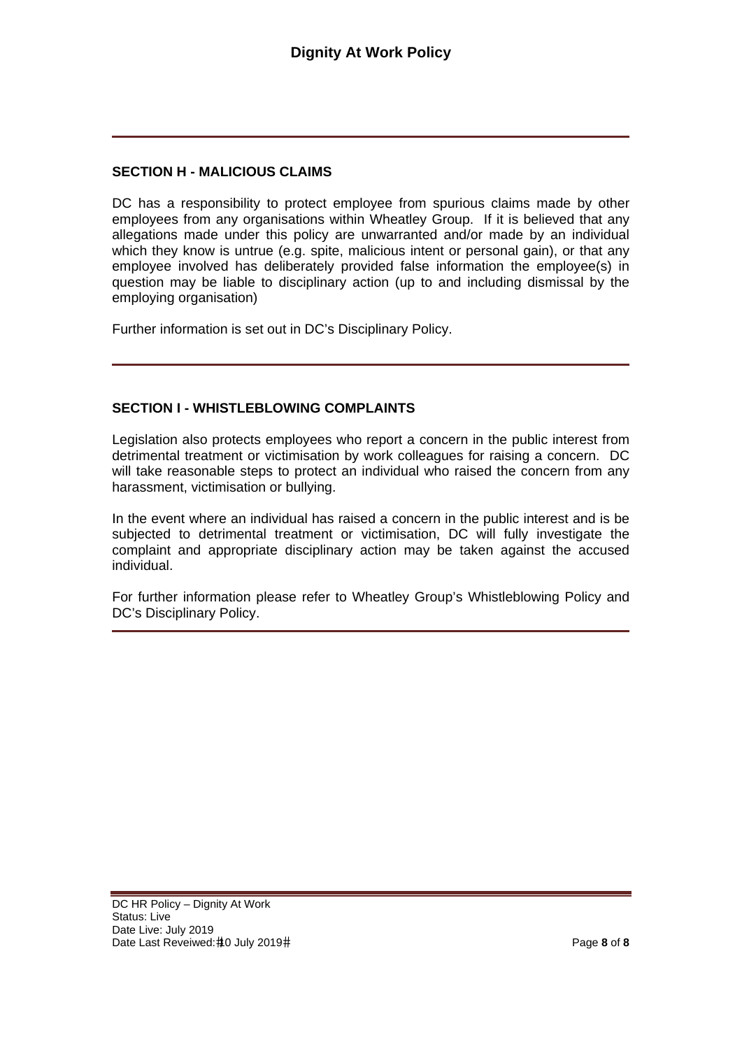## SECTION H - MALICIOUS CLAIMS

DC has a responsibility to protect employee from spurious claims made by other employees from any organisations within Wheatley Group. If it is believed that any allegations made under this policy are unwarranted and/or made by an individual which they know is untrue (e.g. spite, malicious intent or personal gain), or that any employee involved has deliberately provided false information the employee(s) in question may be liable to disciplinary action (up to and including dismissal by the employing organisation)

Further information is set out in DC's Disciplinary Policy.

---

## SECTION I - WHISTLEBLOWING COMPLAINTS

Legislation also protects employees who report a concern in the public interest from detrimental treatment or victimisation by work colleagues for raising a concern. DC will take reasonable steps to protect an individual who raised the concern from any harassment, victimisation or bullying.

In the event where an individual has raised a concern in the public interest and is be subjected to detrimental treatment or victimisation, DC will fully investigate the complaint and appropriate disciplinary action may be taken against the accused individual.

For further information please refer to Wheatley Group's Whistleblowing Policy and DC's Disciplinary Policy.